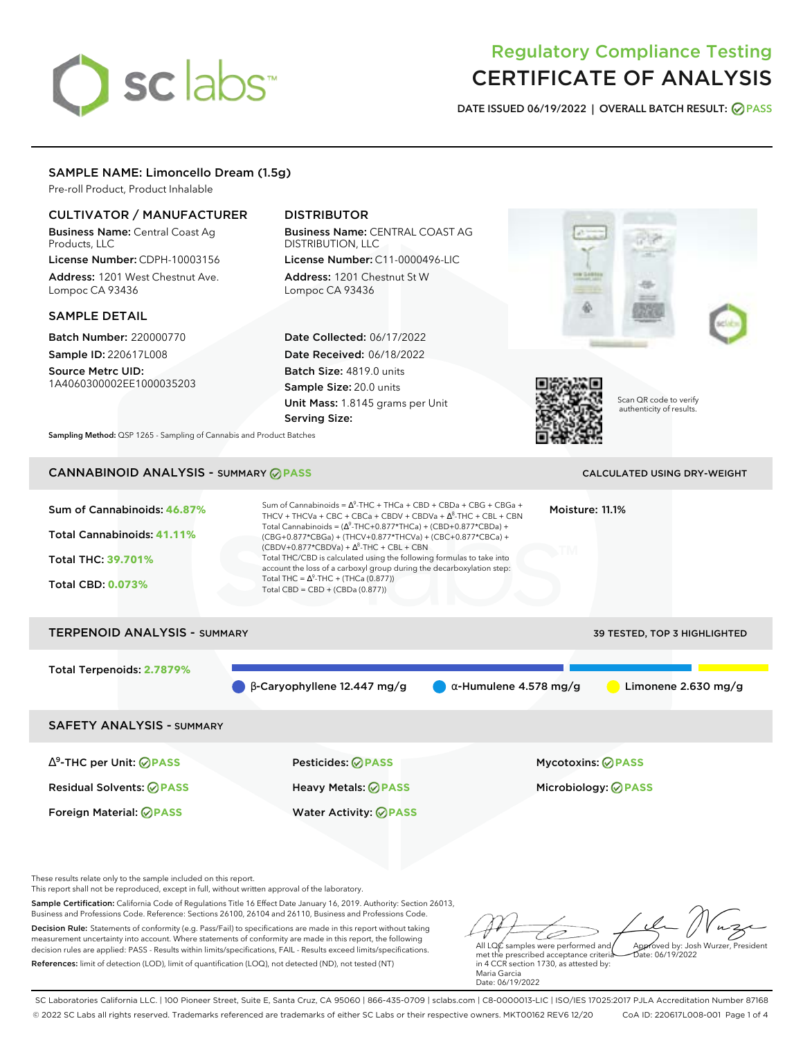# Regulatory Compliance Testing
# CERTIFICATE OF ANALYSIS

**DATE ISSUED 06/19/2022 | OVERALL BATCH RESULT: PASS**

## SAMPLE NAME: Limoncello Dream (1.5g)

Pre-roll Product, Product Inhalable

### CULTIVATOR / MANUFACTURER

**Business Name:** Central Coast Ag Products, LLC

**License Number:** CDPH-10003156

**Address:** 1201 West Chestnut Ave. Lompoc CA 93436

### DISTRIBUTOR

**Business Name:** CENTRAL COAST AG DISTRIBUTION, LLC

**License Number:** C11-0000496-LIC

**Address:** 1201 Chestnut St W Lompoc CA 93436

### SAMPLE DETAIL

**Batch Number:** 220000770

**Sample ID:** 220617L008

**Source Metrc UID:** 1A4060300002EE1000035203

**Date Collected:** 06/17/2022

**Date Received:** 06/18/2022

**Batch Size:** 4819.0 units

**Sample Size:** 20.0 units

**Unit Mass:** 1.8145 grams per Unit

**Serving Size:**

Scan QR code to verify authenticity of results.

**Sampling Method:** QSP 1265 - Sampling of Cannabis and Product Batches

## CANNABINOID ANALYSIS - SUMMARY PASS

CALCULATED USING DRY-WEIGHT

**Sum of Cannabinoids: 46.87%**

**Total Cannabinoids: 41.11%**

**Total THC: 39.701%**

**Total CBD: 0.073%**

Sum of Cannabinoids = $\Delta^9$-THC + THCa + CBD + CBDa + CBG + CBGa + THCV + THCVa + CBC + CBCa + CBDV + CBDVa + $\Delta^8$-THC + CBL + CBN

Total Cannabinoids = ($\Delta^9$-THC+0.877*THCa) + (CBD+0.877*CBDa) + (CBG+0.877*CBGa) + (THCV+0.877*THCVa) + (CBC+0.877*CBCa) + (CBDV+0.877*CBDVa) + $\Delta^8$-THC + CBL + CBN

Total THC/CBD is calculated using the following formulas to take into account the loss of a carboxyl group during the decarboxylation step:

Total THC = $\Delta^9$-THC + (THCa (0.877))

Total CBD = CBD + (CBDa (0.877))

**Moisture:** 11.1%

## TERPENOID ANALYSIS - SUMMARY

39 TESTED, TOP 3 HIGHLIGHTED

**Total Terpenoids: 2.7879%**

β-Caryophyllene 12.447 mg/g | α-Humulene 4.578 mg/g | Limonene 2.630 mg/g

## SAFETY ANALYSIS - SUMMARY

| | | |
|---|---|---|
| $\Delta^9$-THC per Unit: PASS | Pesticides: PASS | Mycotoxins: PASS |
| Residual Solvents: PASS | Heavy Metals: PASS | Microbiology: PASS |
| Foreign Material: PASS | Water Activity: PASS | |

These results relate only to the sample included on this report.
This report shall not be reproduced, except in full, without written approval of the laboratory.

**Sample Certification:** California Code of Regulations Title 16 Effect Date January 16, 2019. Authority: Section 26013, Business and Professions Code. Reference: Sections 26100, 26104 and 26110, Business and Professions Code.

**Decision Rule:** Statements of conformity (e.g. Pass/Fail) to specifications are made in this report without taking measurement uncertainty into account. Where statements of conformity are made in this report, the following decision rules are applied: PASS - Results within limits/specifications, FAIL - Results exceed limits/specifications.

**References:** limit of detection (LOD), limit of quantification (LOQ), not detected (ND), not tested (NT)

All LQC samples were performed and met the prescribed acceptance criteria in 4 CCR section 1730, as attested by: Maria Garcia
Date: 06/19/2022

Approved by: Josh Wurzer, President
Date: 06/19/2022

SC Laboratories California LLC. | 100 Pioneer Street, Suite E, Santa Cruz, CA 95060 | 866-435-0709 | sclabs.com | C8-0000013-LIC | ISO/IES 17025:2017 PJLA Accreditation Number 87168
© 2022 SC Labs all rights reserved. Trademarks referenced are trademarks of either SC Labs or their respective owners. MKT00162 REV6 12/20 CoA ID: 220617L008-001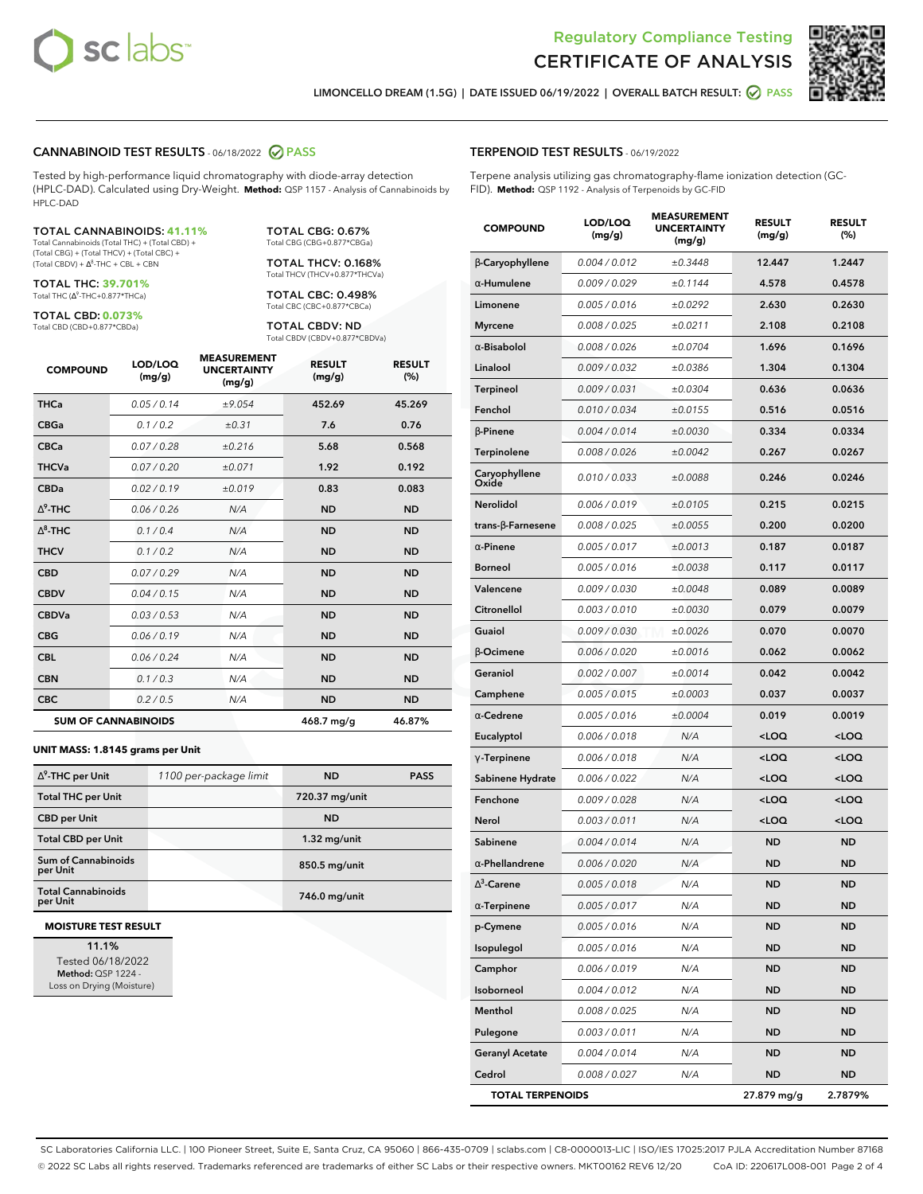# Regulatory Compliance Testing
# CERTIFICATE OF ANALYSIS

LIMONCELLO DREAM (1.5G) | DATE ISSUED 06/19/2022 | OVERALL BATCH RESULT: PASS

## CANNABINOID TEST RESULTS - 06/18/2022 PASS

Tested by high-performance liquid chromatography with diode-array detection (HPLC-DAD). Calculated using Dry-Weight. **Method:** QSP 1157 - Analysis of Cannabinoids by HPLC-DAD

**TOTAL CANNABINOIDS: 41.11%**
Total Cannabinoids (Total THC) + (Total CBD) + (Total CBG) + (Total THCV) + (Total CBC) + (Total CBDV) + Δ⁸-THC + CBL + CBN

**TOTAL THC: 39.701%**
Total THC (Δ⁹-THC+0.877*THCa)

**TOTAL CBD: 0.073%**
Total CBD (CBD+0.877*CBDa)

**TOTAL CBG: 0.67%**
Total CBG (CBG+0.877*CBGa)

**TOTAL THCV: 0.168%**
Total THCV (THCV+0.877*THCVa)

**TOTAL CBC: 0.498%**
Total CBC (CBC+0.877*CBCa)

**TOTAL CBDV: ND**
Total CBDV (CBDV+0.877*CBDVa)

| COMPOUND | LOD/LOQ (mg/g) | MEASUREMENT UNCERTAINTY (mg/g) | RESULT (mg/g) | RESULT (%) |
|---|---|---|---|---|
| THCa | 0.05 / 0.14 | ±9.054 | 452.69 | 45.269 |
| CBGa | 0.1 / 0.2 | ±0.31 | 7.6 | 0.76 |
| CBCa | 0.07 / 0.28 | ±0.216 | 5.68 | 0.568 |
| THCVa | 0.07 / 0.20 | ±0.071 | 1.92 | 0.192 |
| CBDa | 0.02 / 0.19 | ±0.019 | 0.83 | 0.083 |
| Δ⁹-THC | 0.06 / 0.26 | N/A | ND | ND |
| Δ⁸-THC | 0.1 / 0.4 | N/A | ND | ND |
| THCV | 0.1 / 0.2 | N/A | ND | ND |
| CBD | 0.07 / 0.29 | N/A | ND | ND |
| CBDV | 0.04 / 0.15 | N/A | ND | ND |
| CBDVa | 0.03 / 0.53 | N/A | ND | ND |
| CBG | 0.06 / 0.19 | N/A | ND | ND |
| CBL | 0.06 / 0.24 | N/A | ND | ND |
| CBN | 0.1 / 0.3 | N/A | ND | ND |
| CBC | 0.2 / 0.5 | N/A | ND | ND |
| **SUM OF CANNABINOIDS** | | | 468.7 mg/g | 46.87% |

**UNIT MASS: 1.8145 grams per Unit**

| | | | |
|---|---|---|---|
| Δ⁹-THC per Unit | 1100 per-package limit | ND | PASS |
| Total THC per Unit | | 720.37 mg/unit | |
| CBD per Unit | | ND | |
| Total CBD per Unit | | 1.32 mg/unit | |
| Sum of Cannabinoids per Unit | | 850.5 mg/unit | |
| Total Cannabinoids per Unit | | 746.0 mg/unit | |

**MOISTURE TEST RESULT**

11.1%
Tested 06/18/2022
**Method:** QSP 1224 - Loss on Drying (Moisture)

## TERPENOID TEST RESULTS - 06/19/2022

Terpene analysis utilizing gas chromatography-flame ionization detection (GC-FID). **Method:** QSP 1192 - Analysis of Terpenoids by GC-FID

| COMPOUND | LOD/LOQ (mg/g) | MEASUREMENT UNCERTAINTY (mg/g) | RESULT (mg/g) | RESULT (%) |
|---|---|---|---|---|
| β-Caryophyllene | 0.004 / 0.012 | ±0.3448 | 12.447 | 1.2447 |
| α-Humulene | 0.009 / 0.029 | ±0.1144 | 4.578 | 0.4578 |
| Limonene | 0.005 / 0.016 | ±0.0292 | 2.630 | 0.2630 |
| Myrcene | 0.008 / 0.025 | ±0.0211 | 2.108 | 0.2108 |
| α-Bisabolol | 0.008 / 0.026 | ±0.0704 | 1.696 | 0.1696 |
| Linalool | 0.009 / 0.032 | ±0.0386 | 1.304 | 0.1304 |
| Terpineol | 0.009 / 0.031 | ±0.0304 | 0.636 | 0.0636 |
| Fenchol | 0.010 / 0.034 | ±0.0155 | 0.516 | 0.0516 |
| β-Pinene | 0.004 / 0.014 | ±0.0030 | 0.334 | 0.0334 |
| Terpinolene | 0.008 / 0.026 | ±0.0042 | 0.267 | 0.0267 |
| Caryophyllene Oxide | 0.010 / 0.033 | ±0.0088 | 0.246 | 0.0246 |
| Nerolidol | 0.006 / 0.019 | ±0.0105 | 0.215 | 0.0215 |
| trans-β-Farnesene | 0.008 / 0.025 | ±0.0055 | 0.200 | 0.0200 |
| α-Pinene | 0.005 / 0.017 | ±0.0013 | 0.187 | 0.0187 |
| Borneol | 0.005 / 0.016 | ±0.0038 | 0.117 | 0.0117 |
| Valencene | 0.009 / 0.030 | ±0.0048 | 0.089 | 0.0089 |
| Citronellol | 0.003 / 0.010 | ±0.0030 | 0.079 | 0.0079 |
| Guaiol | 0.009 / 0.030 | ±0.0026 | 0.070 | 0.0070 |
| β-Ocimene | 0.006 / 0.020 | ±0.0016 | 0.062 | 0.0062 |
| Geraniol | 0.002 / 0.007 | ±0.0014 | 0.042 | 0.0042 |
| Camphene | 0.005 / 0.015 | ±0.0003 | 0.037 | 0.0037 |
| α-Cedrene | 0.005 / 0.016 | ±0.0004 | 0.019 | 0.0019 |
| Eucalyptol | 0.006 / 0.018 | N/A | <LOQ | <LOQ |
| γ-Terpinene | 0.006 / 0.018 | N/A | <LOQ | <LOQ |
| Sabinene Hydrate | 0.006 / 0.022 | N/A | <LOQ | <LOQ |
| Fenchone | 0.009 / 0.028 | N/A | <LOQ | <LOQ |
| Nerol | 0.003 / 0.011 | N/A | <LOQ | <LOQ |
| Sabinene | 0.004 / 0.014 | N/A | ND | ND |
| α-Phellandrene | 0.006 / 0.020 | N/A | ND | ND |
| Δ³-Carene | 0.005 / 0.018 | N/A | ND | ND |
| α-Terpinene | 0.005 / 0.017 | N/A | ND | ND |
| p-Cymene | 0.005 / 0.016 | N/A | ND | ND |
| Isopulegol | 0.005 / 0.016 | N/A | ND | ND |
| Camphor | 0.006 / 0.019 | N/A | ND | ND |
| Isoborneol | 0.004 / 0.012 | N/A | ND | ND |
| Menthol | 0.008 / 0.025 | N/A | ND | ND |
| Pulegone | 0.003 / 0.011 | N/A | ND | ND |
| Geranyl Acetate | 0.004 / 0.014 | N/A | ND | ND |
| Cedrol | 0.008 / 0.027 | N/A | ND | ND |
| **TOTAL TERPENOIDS** | | | 27.879 mg/g | 2.7879% |

SC Laboratories California LLC. | 100 Pioneer Street, Suite E, Santa Cruz, CA 95060 | 866-435-0709 | sclabs.com | C8-0000013-LIC | ISO/IES 17025:2017 PJLA Accreditation Number 87168
© 2022 SC Labs all rights reserved. Trademarks referenced are trademarks of either SC Labs or their respective owners. MKT00162 REV6 12/20 CoA ID: 220617L008-001